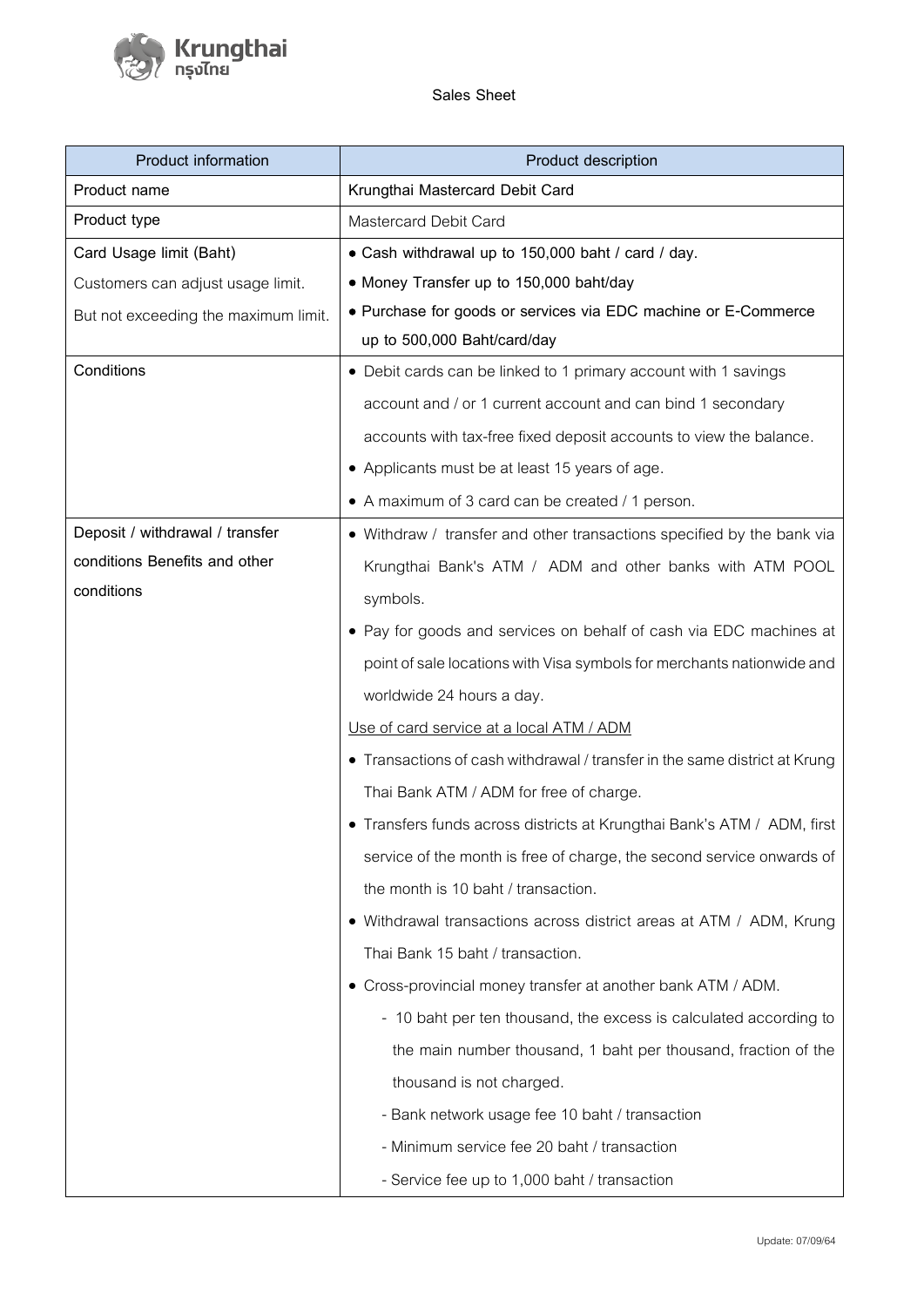Sales Sheet

| Product information | Product description |
| --- | --- |
| Product name | Krungthai Mastercard Debit Card |
| Product type | Mastercard Debit Card |
| Card Usage limit (Baht)<br>Customers can adjust usage limit.<br>But not exceeding the maximum limit. | • **Cash withdrawal up to 150,000 baht / card / day.**<br>• **Money Transfer up to 150,000 baht/day**<br>• **Purchase for goods or services via EDC machine or E-Commerce up to 500,000 Baht/card/day** |
| Conditions | • Debit cards can be linked to 1 primary account with 1 savings account and / or 1 current account and can bind 1 secondary accounts with tax-free fixed deposit accounts to view the balance.<br>• Applicants must be at least 15 years of age.<br>• A maximum of 3 card can be created / 1 person. |
| Deposit / withdrawal / transfer conditions Benefits and other conditions | • Withdraw / transfer and other transactions specified by the bank via Krungthai Bank's ATM / ADM and other banks with ATM POOL symbols.<br>• Pay for goods and services on behalf of cash via EDC machines at point of sale locations with Visa symbols for merchants nationwide and worldwide 24 hours a day.<br><u>Use of card service at a local ATM / ADM</u><br>• Transactions of cash withdrawal / transfer in the same district at Krung Thai Bank ATM / ADM for free of charge.<br>• Transfers funds across districts at Krungthai Bank's ATM / ADM, first service of the month is free of charge, the second service onwards of the month is 10 baht / transaction.<br>• Withdrawal transactions across district areas at ATM / ADM, Krung Thai Bank 15 baht / transaction.<br>• Cross-provincial money transfer at another bank ATM / ADM.<br>- 10 baht per ten thousand, the excess is calculated according to the main number thousand, 1 baht per thousand, fraction of the thousand is not charged.<br>- Bank network usage fee 10 baht / transaction<br>- Minimum service fee 20 baht / transaction<br>- Service fee up to 1,000 baht / transaction |

Update: 07/09/64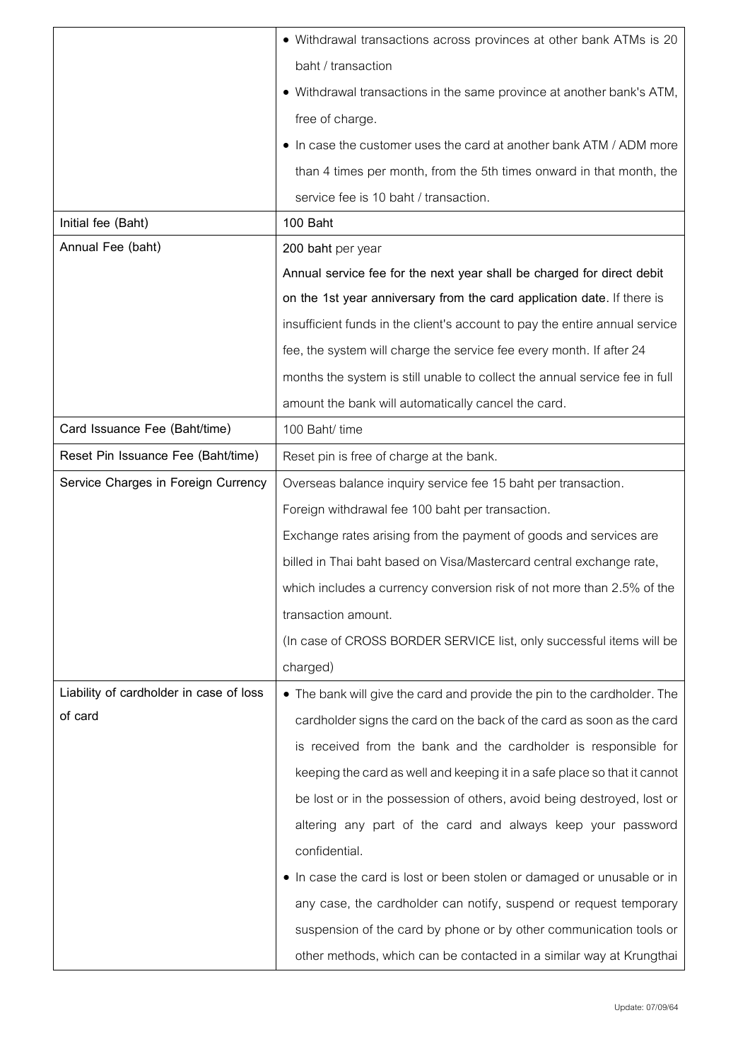| | |
|---|---|
| | • Withdrawal transactions across provinces at other bank ATMs is 20 baht / transaction<br>• Withdrawal transactions in the same province at another bank's ATM, free of charge.<br>• In case the customer uses the card at another bank ATM / ADM more than 4 times per month, from the 5th times onward in that month, the service fee is 10 baht / transaction. |
| Initial fee (Baht) | 100 Baht |
| Annual Fee (baht) | **200 baht** per year<br>**Annual service fee for the next year shall be charged for direct debit on the 1st year anniversary from the card application date.** If there is insufficient funds in the client's account to pay the entire annual service fee, the system will charge the service fee every month. If after 24 months the system is still unable to collect the annual service fee in full amount the bank will automatically cancel the card. |
| Card Issuance Fee (Baht/time) | 100 Baht/ time |
| Reset Pin Issuance Fee (Baht/time) | Reset pin is free of charge at the bank. |
| Service Charges in Foreign Currency | Overseas balance inquiry service fee 15 baht per transaction.<br>Foreign withdrawal fee 100 baht per transaction.<br>Exchange rates arising from the payment of goods and services are billed in Thai baht based on Visa/Mastercard central exchange rate, which includes a currency conversion risk of not more than 2.5% of the transaction amount.<br>(In case of CROSS BORDER SERVICE list, only successful items will be charged) |
| Liability of cardholder in case of loss of card | • The bank will give the card and provide the pin to the cardholder. The cardholder signs the card on the back of the card as soon as the card is received from the bank and the cardholder is responsible for keeping the card as well and keeping it in a safe place so that it cannot be lost or in the possession of others, avoid being destroyed, lost or altering any part of the card and always keep your password confidential.<br>• In case the card is lost or been stolen or damaged or unusable or in any case, the cardholder can notify, suspend or request temporary suspension of the card by phone or by other communication tools or other methods, which can be contacted in a similar way at Krungthai |

Update: 07/09/64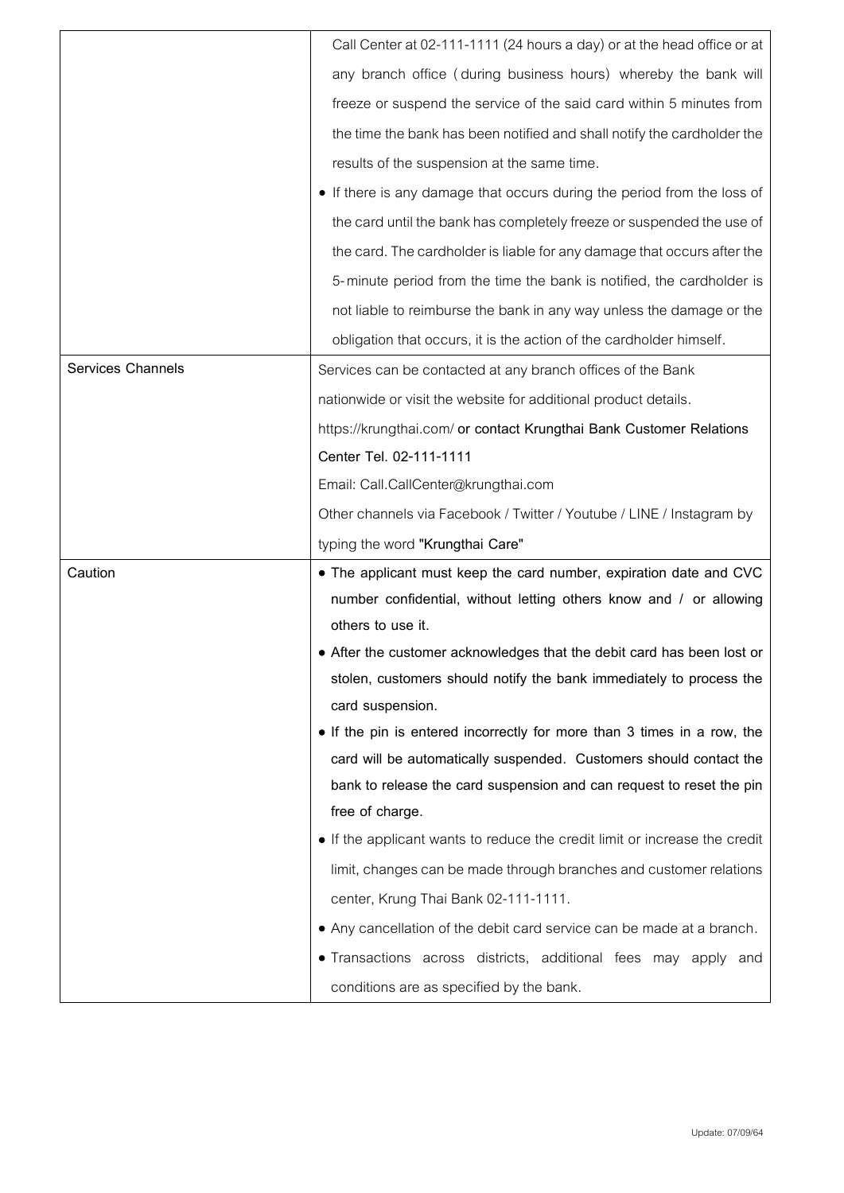| | |
|---|---|
| | Call Center at 02-111-1111 (24 hours a day) or at the head office or at any branch office (during business hours) whereby the bank will freeze or suspend the service of the said card within 5 minutes from the time the bank has been notified and shall notify the cardholder the results of the suspension at the same time.<br>• If there is any damage that occurs during the period from the loss of the card until the bank has completely freeze or suspended the use of the card. The cardholder is liable for any damage that occurs after the 5-minute period from the time the bank is notified, the cardholder is not liable to reimburse the bank in any way unless the damage or the obligation that occurs, it is the action of the cardholder himself. |
| Services Channels | Services can be contacted at any branch offices of the Bank nationwide or visit the website for additional product details. https://krungthai.com/ **or contact Krungthai Bank Customer Relations Center Tel. 02-111-1111**<br>Email: Call.CallCenter@krungthai.com<br>Other channels via Facebook / Twitter / Youtube / LINE / Instagram by typing the word **"Krungthai Care"** |
| Caution | • **The applicant must keep the card number, expiration date and CVC number confidential, without letting others know and / or allowing others to use it.**<br>• **After the customer acknowledges that the debit card has been lost or stolen, customers should notify the bank immediately to process the card suspension.**<br>• **If the pin is entered incorrectly for more than 3 times in a row, the card will be automatically suspended. Customers should contact the bank to release the card suspension and can request to reset the pin free of charge.**<br>• If the applicant wants to reduce the credit limit or increase the credit limit, changes can be made through branches and customer relations center, Krung Thai Bank 02-111-1111.<br>• Any cancellation of the debit card service can be made at a branch.<br>• Transactions across districts, additional fees may apply and conditions are as specified by the bank. |

Update: 07/09/64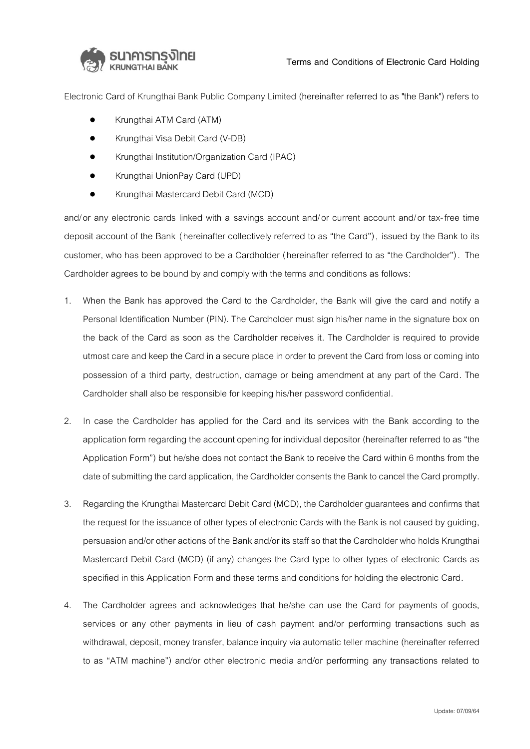# Terms and Conditions of Electronic Card Holding

Electronic Card of Krungthai Bank Public Company Limited (hereinafter referred to as "the Bank") refers to

- Krungthai ATM Card (ATM)
- Krungthai Visa Debit Card (V-DB)
- Krungthai Institution/Organization Card (IPAC)
- Krungthai UnionPay Card (UPD)
- Krungthai Mastercard Debit Card (MCD)

and/or any electronic cards linked with a savings account and/or current account and/or tax-free time deposit account of the Bank (hereinafter collectively referred to as "the Card"), issued by the Bank to its customer, who has been approved to be a Cardholder (hereinafter referred to as "the Cardholder"). The Cardholder agrees to be bound by and comply with the terms and conditions as follows:

1. When the Bank has approved the Card to the Cardholder, the Bank will give the card and notify a Personal Identification Number (PIN). The Cardholder must sign his/her name in the signature box on the back of the Card as soon as the Cardholder receives it. The Cardholder is required to provide utmost care and keep the Card in a secure place in order to prevent the Card from loss or coming into possession of a third party, destruction, damage or being amendment at any part of the Card. The Cardholder shall also be responsible for keeping his/her password confidential.

2. In case the Cardholder has applied for the Card and its services with the Bank according to the application form regarding the account opening for individual depositor (hereinafter referred to as "the Application Form") but he/she does not contact the Bank to receive the Card within 6 months from the date of submitting the card application, the Cardholder consents the Bank to cancel the Card promptly.

3. Regarding the Krungthai Mastercard Debit Card (MCD), the Cardholder guarantees and confirms that the request for the issuance of other types of electronic Cards with the Bank is not caused by guiding, persuasion and/or other actions of the Bank and/or its staff so that the Cardholder who holds Krungthai Mastercard Debit Card (MCD) (if any) changes the Card type to other types of electronic Cards as specified in this Application Form and these terms and conditions for holding the electronic Card.

4. The Cardholder agrees and acknowledges that he/she can use the Card for payments of goods, services or any other payments in lieu of cash payment and/or performing transactions such as withdrawal, deposit, money transfer, balance inquiry via automatic teller machine (hereinafter referred to as "ATM machine") and/or other electronic media and/or performing any transactions related to

Update: 07/09/64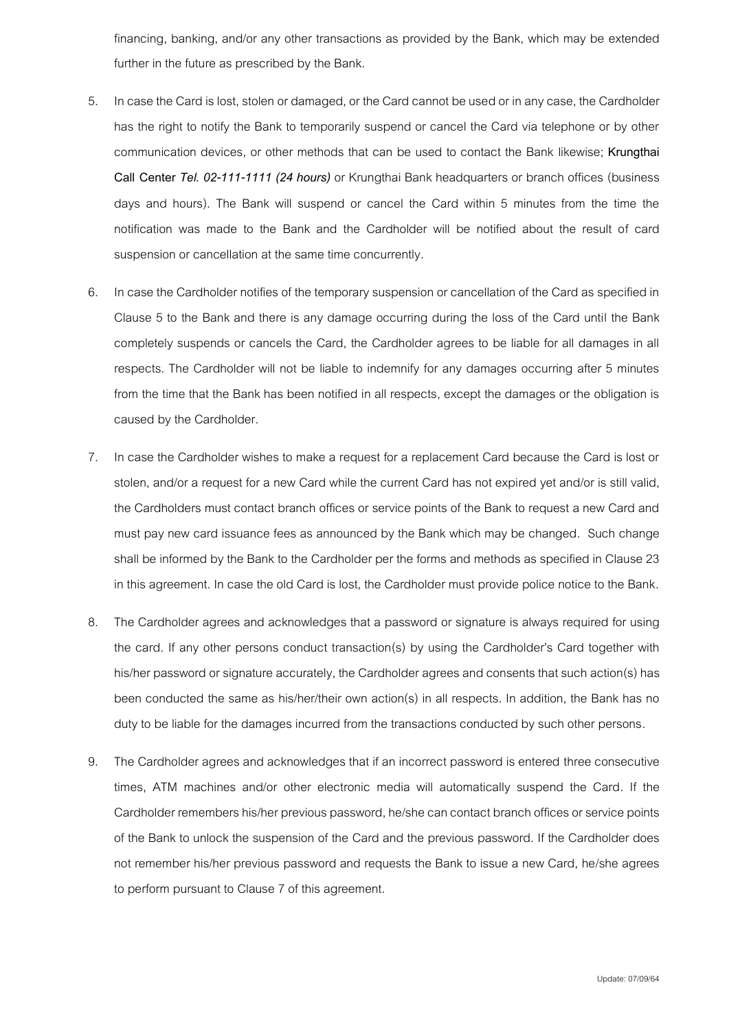financing, banking, and/or any other transactions as provided by the Bank, which may be extended further in the future as prescribed by the Bank.

5. In case the Card is lost, stolen or damaged, or the Card cannot be used or in any case, the Cardholder has the right to notify the Bank to temporarily suspend or cancel the Card via telephone or by other communication devices, or other methods that can be used to contact the Bank likewise; **Krungthai Call Center** ***Tel. 02-111-1111 (24 hours)*** or Krungthai Bank headquarters or branch offices (business days and hours). The Bank will suspend or cancel the Card within 5 minutes from the time the notification was made to the Bank and the Cardholder will be notified about the result of card suspension or cancellation at the same time concurrently.

6. In case the Cardholder notifies of the temporary suspension or cancellation of the Card as specified in Clause 5 to the Bank and there is any damage occurring during the loss of the Card until the Bank completely suspends or cancels the Card, the Cardholder agrees to be liable for all damages in all respects. The Cardholder will not be liable to indemnify for any damages occurring after 5 minutes from the time that the Bank has been notified in all respects, except the damages or the obligation is caused by the Cardholder.

7. In case the Cardholder wishes to make a request for a replacement Card because the Card is lost or stolen, and/or a request for a new Card while the current Card has not expired yet and/or is still valid, the Cardholders must contact branch offices or service points of the Bank to request a new Card and must pay new card issuance fees as announced by the Bank which may be changed. Such change shall be informed by the Bank to the Cardholder per the forms and methods as specified in Clause 23 in this agreement. In case the old Card is lost, the Cardholder must provide police notice to the Bank.

8. The Cardholder agrees and acknowledges that a password or signature is always required for using the card. If any other persons conduct transaction(s) by using the Cardholder's Card together with his/her password or signature accurately, the Cardholder agrees and consents that such action(s) has been conducted the same as his/her/their own action(s) in all respects. In addition, the Bank has no duty to be liable for the damages incurred from the transactions conducted by such other persons.

9. The Cardholder agrees and acknowledges that if an incorrect password is entered three consecutive times, ATM machines and/or other electronic media will automatically suspend the Card. If the Cardholder remembers his/her previous password, he/she can contact branch offices or service points of the Bank to unlock the suspension of the Card and the previous password. If the Cardholder does not remember his/her previous password and requests the Bank to issue a new Card, he/she agrees to perform pursuant to Clause 7 of this agreement.

Update: 07/09/64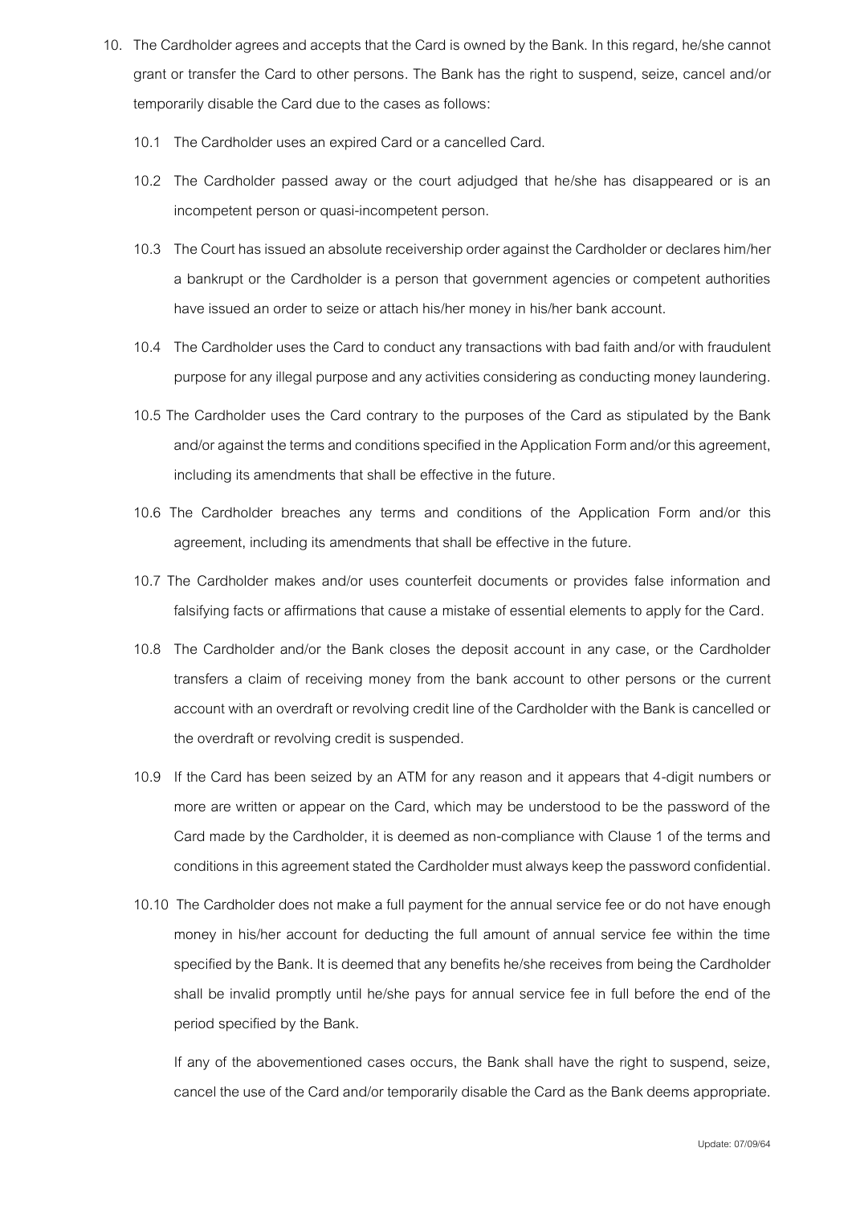10. The Cardholder agrees and accepts that the Card is owned by the Bank. In this regard, he/she cannot grant or transfer the Card to other persons. The Bank has the right to suspend, seize, cancel and/or temporarily disable the Card due to the cases as follows:

    10.1 The Cardholder uses an expired Card or a cancelled Card.

    10.2 The Cardholder passed away or the court adjudged that he/she has disappeared or is an incompetent person or quasi-incompetent person.

    10.3 The Court has issued an absolute receivership order against the Cardholder or declares him/her a bankrupt or the Cardholder is a person that government agencies or competent authorities have issued an order to seize or attach his/her money in his/her bank account.

    10.4 The Cardholder uses the Card to conduct any transactions with bad faith and/or with fraudulent purpose for any illegal purpose and any activities considering as conducting money laundering.

    10.5 The Cardholder uses the Card contrary to the purposes of the Card as stipulated by the Bank and/or against the terms and conditions specified in the Application Form and/or this agreement, including its amendments that shall be effective in the future.

    10.6 The Cardholder breaches any terms and conditions of the Application Form and/or this agreement, including its amendments that shall be effective in the future.

    10.7 The Cardholder makes and/or uses counterfeit documents or provides false information and falsifying facts or affirmations that cause a mistake of essential elements to apply for the Card.

    10.8 The Cardholder and/or the Bank closes the deposit account in any case, or the Cardholder transfers a claim of receiving money from the bank account to other persons or the current account with an overdraft or revolving credit line of the Cardholder with the Bank is cancelled or the overdraft or revolving credit is suspended.

    10.9 If the Card has been seized by an ATM for any reason and it appears that 4-digit numbers or more are written or appear on the Card, which may be understood to be the password of the Card made by the Cardholder, it is deemed as non-compliance with Clause 1 of the terms and conditions in this agreement stated the Cardholder must always keep the password confidential.

    10.10 The Cardholder does not make a full payment for the annual service fee or do not have enough money in his/her account for deducting the full amount of annual service fee within the time specified by the Bank. It is deemed that any benefits he/she receives from being the Cardholder shall be invalid promptly until he/she pays for annual service fee in full before the end of the period specified by the Bank.

    If any of the abovementioned cases occurs, the Bank shall have the right to suspend, seize, cancel the use of the Card and/or temporarily disable the Card as the Bank deems appropriate.

Update: 07/09/64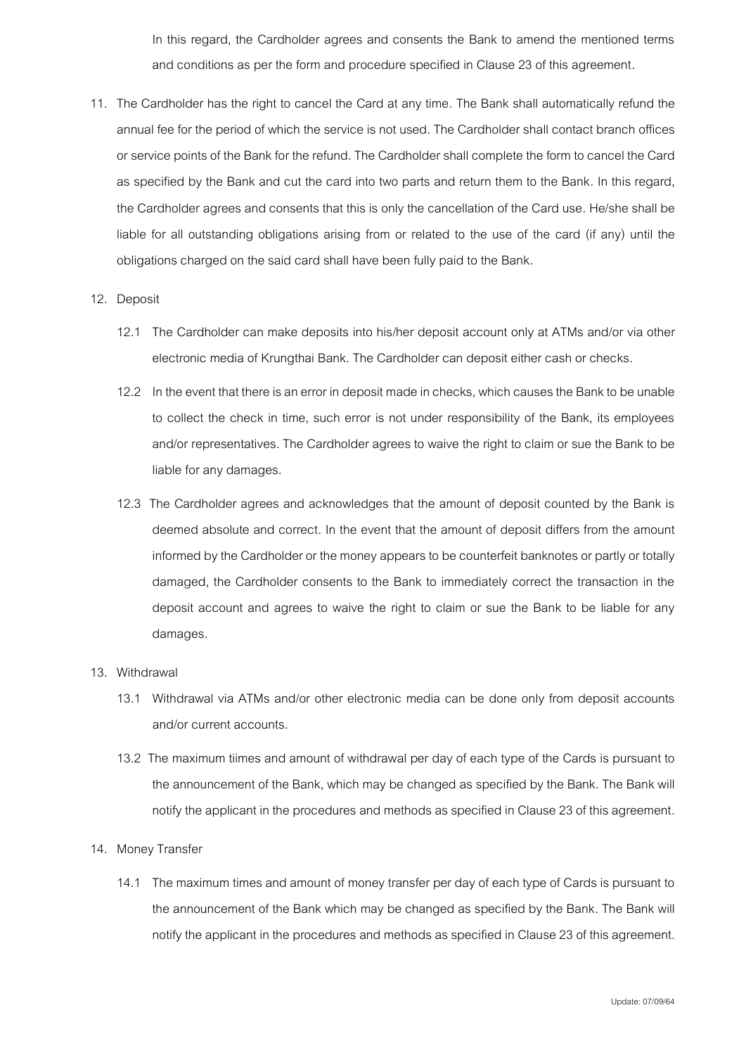In this regard, the Cardholder agrees and consents the Bank to amend the mentioned terms and conditions as per the form and procedure specified in Clause 23 of this agreement.

11. The Cardholder has the right to cancel the Card at any time. The Bank shall automatically refund the annual fee for the period of which the service is not used. The Cardholder shall contact branch offices or service points of the Bank for the refund. The Cardholder shall complete the form to cancel the Card as specified by the Bank and cut the card into two parts and return them to the Bank. In this regard, the Cardholder agrees and consents that this is only the cancellation of the Card use. He/she shall be liable for all outstanding obligations arising from or related to the use of the card (if any) until the obligations charged on the said card shall have been fully paid to the Bank.

12. Deposit

    12.1 The Cardholder can make deposits into his/her deposit account only at ATMs and/or via other electronic media of Krungthai Bank. The Cardholder can deposit either cash or checks.

    12.2 In the event that there is an error in deposit made in checks, which causes the Bank to be unable to collect the check in time, such error is not under responsibility of the Bank, its employees and/or representatives. The Cardholder agrees to waive the right to claim or sue the Bank to be liable for any damages.

    12.3 The Cardholder agrees and acknowledges that the amount of deposit counted by the Bank is deemed absolute and correct. In the event that the amount of deposit differs from the amount informed by the Cardholder or the money appears to be counterfeit banknotes or partly or totally damaged, the Cardholder consents to the Bank to immediately correct the transaction in the deposit account and agrees to waive the right to claim or sue the Bank to be liable for any damages.

13. Withdrawal

    13.1 Withdrawal via ATMs and/or other electronic media can be done only from deposit accounts and/or current accounts.

    13.2 The maximum tiimes and amount of withdrawal per day of each type of the Cards is pursuant to the announcement of the Bank, which may be changed as specified by the Bank. The Bank will notify the applicant in the procedures and methods as specified in Clause 23 of this agreement.

14. Money Transfer

    14.1 The maximum times and amount of money transfer per day of each type of Cards is pursuant to the announcement of the Bank which may be changed as specified by the Bank. The Bank will notify the applicant in the procedures and methods as specified in Clause 23 of this agreement.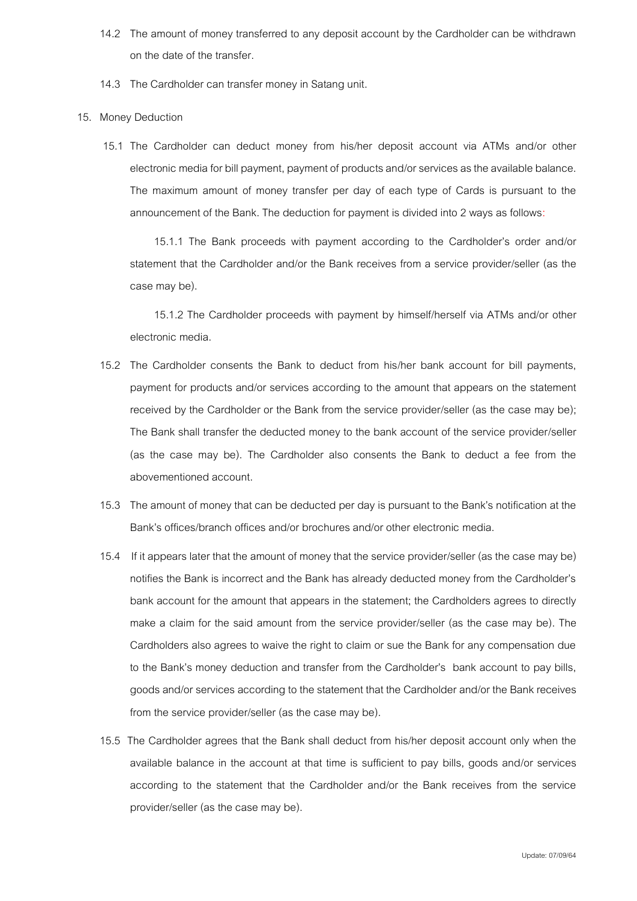14.2 The amount of money transferred to any deposit account by the Cardholder can be withdrawn on the date of the transfer.

14.3 The Cardholder can transfer money in Satang unit.

15. Money Deduction

15.1 The Cardholder can deduct money from his/her deposit account via ATMs and/or other electronic media for bill payment, payment of products and/or services as the available balance. The maximum amount of money transfer per day of each type of Cards is pursuant to the announcement of the Bank. The deduction for payment is divided into 2 ways as follows:

15.1.1 The Bank proceeds with payment according to the Cardholder's order and/or statement that the Cardholder and/or the Bank receives from a service provider/seller (as the case may be).

15.1.2 The Cardholder proceeds with payment by himself/herself via ATMs and/or other electronic media.

15.2 The Cardholder consents the Bank to deduct from his/her bank account for bill payments, payment for products and/or services according to the amount that appears on the statement received by the Cardholder or the Bank from the service provider/seller (as the case may be); The Bank shall transfer the deducted money to the bank account of the service provider/seller (as the case may be). The Cardholder also consents the Bank to deduct a fee from the abovementioned account.

15.3 The amount of money that can be deducted per day is pursuant to the Bank's notification at the Bank's offices/branch offices and/or brochures and/or other electronic media.

15.4 If it appears later that the amount of money that the service provider/seller (as the case may be) notifies the Bank is incorrect and the Bank has already deducted money from the Cardholder's bank account for the amount that appears in the statement; the Cardholders agrees to directly make a claim for the said amount from the service provider/seller (as the case may be). The Cardholders also agrees to waive the right to claim or sue the Bank for any compensation due to the Bank's money deduction and transfer from the Cardholder's bank account to pay bills, goods and/or services according to the statement that the Cardholder and/or the Bank receives from the service provider/seller (as the case may be).

15.5 The Cardholder agrees that the Bank shall deduct from his/her deposit account only when the available balance in the account at that time is sufficient to pay bills, goods and/or services according to the statement that the Cardholder and/or the Bank receives from the service provider/seller (as the case may be).

Update: 07/09/64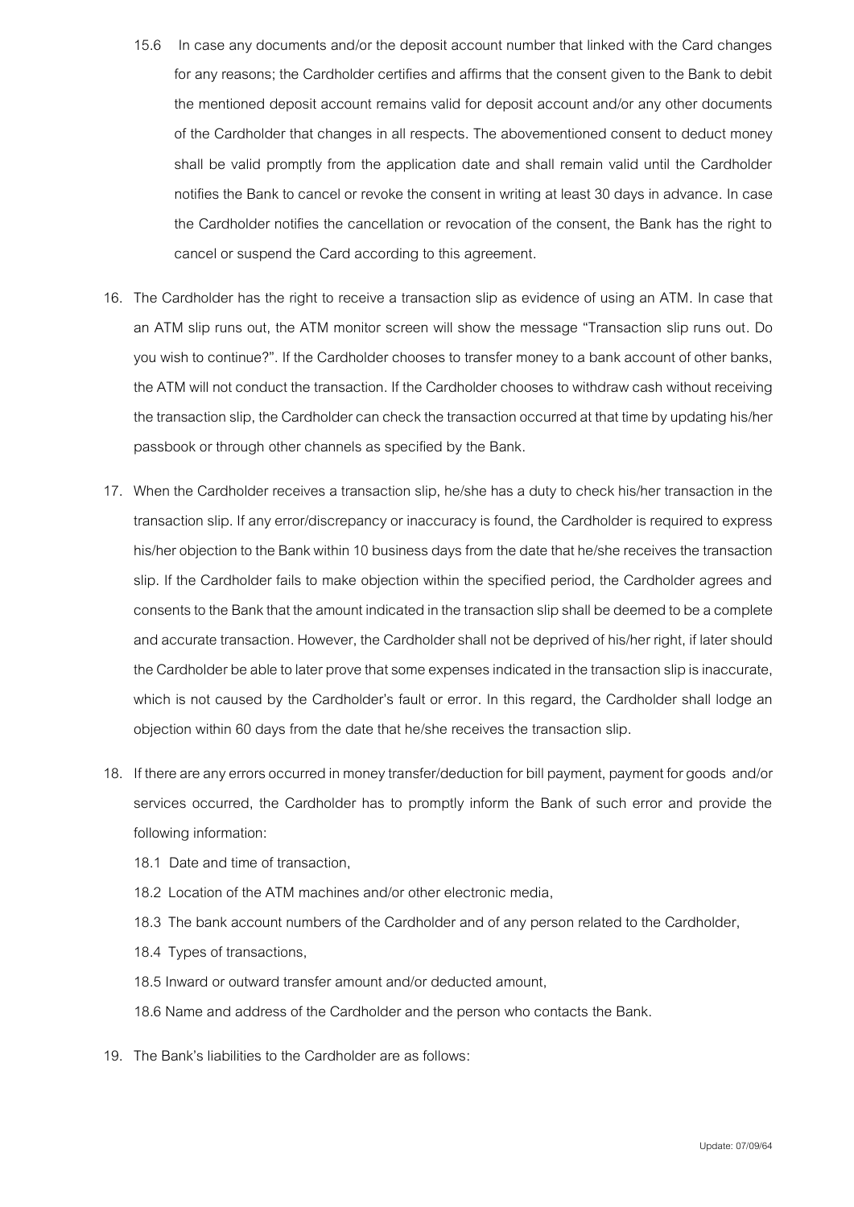15.6 In case any documents and/or the deposit account number that linked with the Card changes for any reasons; the Cardholder certifies and affirms that the consent given to the Bank to debit the mentioned deposit account remains valid for deposit account and/or any other documents of the Cardholder that changes in all respects. The abovementioned consent to deduct money shall be valid promptly from the application date and shall remain valid until the Cardholder notifies the Bank to cancel or revoke the consent in writing at least 30 days in advance. In case the Cardholder notifies the cancellation or revocation of the consent, the Bank has the right to cancel or suspend the Card according to this agreement.

16. The Cardholder has the right to receive a transaction slip as evidence of using an ATM. In case that an ATM slip runs out, the ATM monitor screen will show the message "Transaction slip runs out. Do you wish to continue?". If the Cardholder chooses to transfer money to a bank account of other banks, the ATM will not conduct the transaction. If the Cardholder chooses to withdraw cash without receiving the transaction slip, the Cardholder can check the transaction occurred at that time by updating his/her passbook or through other channels as specified by the Bank.

17. When the Cardholder receives a transaction slip, he/she has a duty to check his/her transaction in the transaction slip. If any error/discrepancy or inaccuracy is found, the Cardholder is required to express his/her objection to the Bank within 10 business days from the date that he/she receives the transaction slip. If the Cardholder fails to make objection within the specified period, the Cardholder agrees and consents to the Bank that the amount indicated in the transaction slip shall be deemed to be a complete and accurate transaction. However, the Cardholder shall not be deprived of his/her right, if later should the Cardholder be able to later prove that some expenses indicated in the transaction slip is inaccurate, which is not caused by the Cardholder's fault or error. In this regard, the Cardholder shall lodge an objection within 60 days from the date that he/she receives the transaction slip.

18. If there are any errors occurred in money transfer/deduction for bill payment, payment for goods and/or services occurred, the Cardholder has to promptly inform the Bank of such error and provide the following information:

    18.1 Date and time of transaction,

    18.2 Location of the ATM machines and/or other electronic media,

    18.3 The bank account numbers of the Cardholder and of any person related to the Cardholder,

    18.4 Types of transactions,

    18.5 Inward or outward transfer amount and/or deducted amount,

    18.6 Name and address of the Cardholder and the person who contacts the Bank.

19. The Bank's liabilities to the Cardholder are as follows: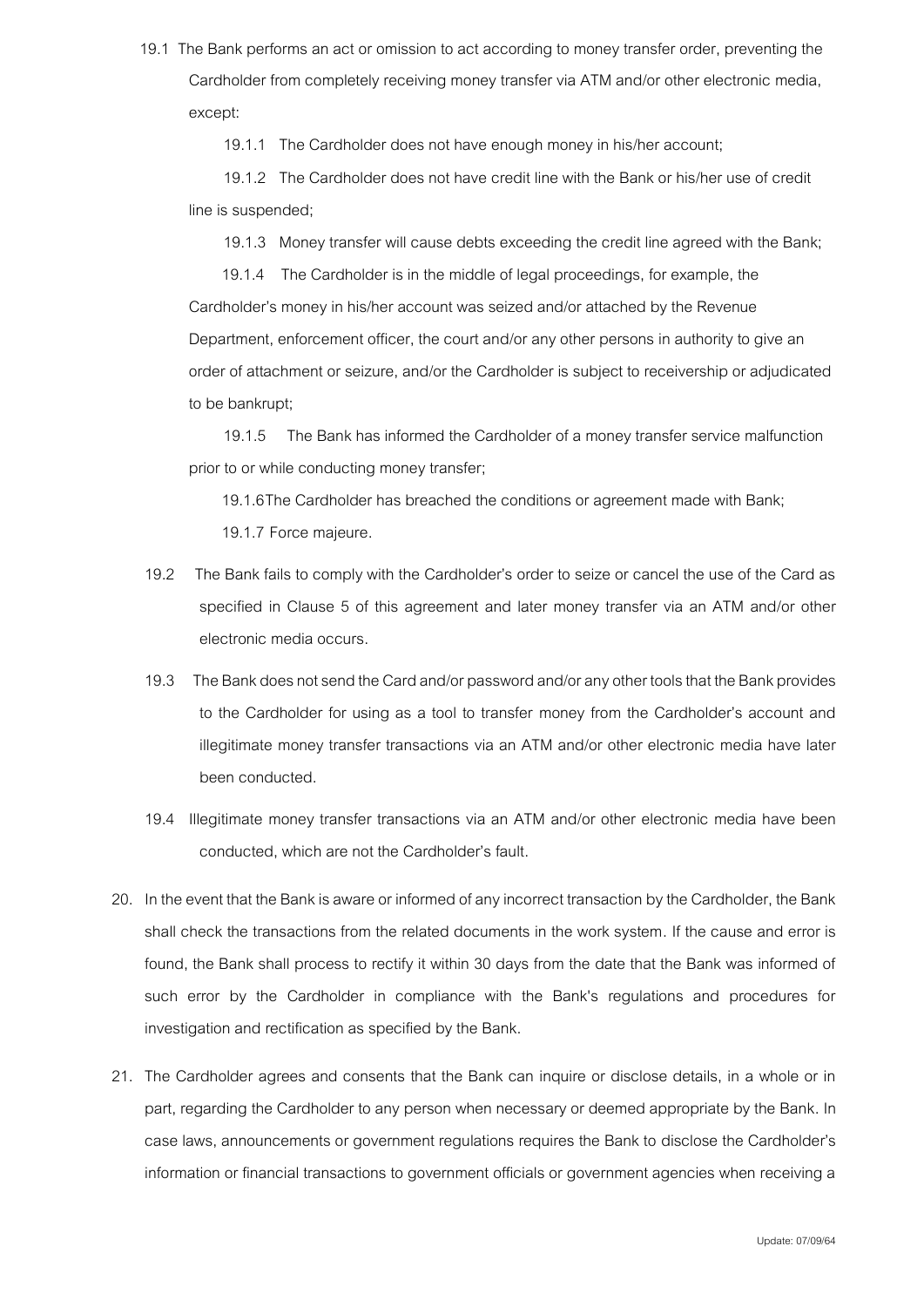19.1 The Bank performs an act or omission to act according to money transfer order, preventing the Cardholder from completely receiving money transfer via ATM and/or other electronic media, except:

19.1.1 The Cardholder does not have enough money in his/her account;

19.1.2 The Cardholder does not have credit line with the Bank or his/her use of credit line is suspended;

19.1.3 Money transfer will cause debts exceeding the credit line agreed with the Bank;

19.1.4 The Cardholder is in the middle of legal proceedings, for example, the Cardholder's money in his/her account was seized and/or attached by the Revenue Department, enforcement officer, the court and/or any other persons in authority to give an order of attachment or seizure, and/or the Cardholder is subject to receivership or adjudicated to be bankrupt;

19.1.5 The Bank has informed the Cardholder of a money transfer service malfunction prior to or while conducting money transfer;

19.1.6 The Cardholder has breached the conditions or agreement made with Bank;

19.1.7 Force majeure.

19.2 The Bank fails to comply with the Cardholder's order to seize or cancel the use of the Card as specified in Clause 5 of this agreement and later money transfer via an ATM and/or other electronic media occurs.

19.3 The Bank does not send the Card and/or password and/or any other tools that the Bank provides to the Cardholder for using as a tool to transfer money from the Cardholder's account and illegitimate money transfer transactions via an ATM and/or other electronic media have later been conducted.

19.4 Illegitimate money transfer transactions via an ATM and/or other electronic media have been conducted, which are not the Cardholder's fault.

20. In the event that the Bank is aware or informed of any incorrect transaction by the Cardholder, the Bank shall check the transactions from the related documents in the work system. If the cause and error is found, the Bank shall process to rectify it within 30 days from the date that the Bank was informed of such error by the Cardholder in compliance with the Bank's regulations and procedures for investigation and rectification as specified by the Bank.

21. The Cardholder agrees and consents that the Bank can inquire or disclose details, in a whole or in part, regarding the Cardholder to any person when necessary or deemed appropriate by the Bank. In case laws, announcements or government regulations requires the Bank to disclose the Cardholder's information or financial transactions to government officials or government agencies when receiving a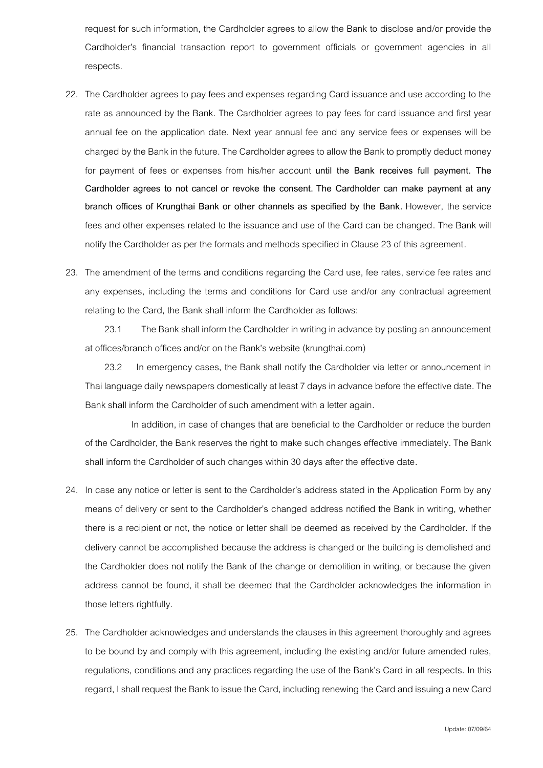request for such information, the Cardholder agrees to allow the Bank to disclose and/or provide the Cardholder's financial transaction report to government officials or government agencies in all respects.

22. The Cardholder agrees to pay fees and expenses regarding Card issuance and use according to the rate as announced by the Bank. The Cardholder agrees to pay fees for card issuance and first year annual fee on the application date. Next year annual fee and any service fees or expenses will be charged by the Bank in the future. The Cardholder agrees to allow the Bank to promptly deduct money for payment of fees or expenses from his/her account **until the Bank receives full payment. The Cardholder agrees to not cancel or revoke the consent. The Cardholder can make payment at any branch offices of Krungthai Bank or other channels as specified by the Bank.** However, the service fees and other expenses related to the issuance and use of the Card can be changed. The Bank will notify the Cardholder as per the formats and methods specified in Clause 23 of this agreement.

23. The amendment of the terms and conditions regarding the Card use, fee rates, service fee rates and any expenses, including the terms and conditions for Card use and/or any contractual agreement relating to the Card, the Bank shall inform the Cardholder as follows:

    23.1 The Bank shall inform the Cardholder in writing in advance by posting an announcement at offices/branch offices and/or on the Bank's website (krungthai.com)

    23.2 In emergency cases, the Bank shall notify the Cardholder via letter or announcement in Thai language daily newspapers domestically at least 7 days in advance before the effective date. The Bank shall inform the Cardholder of such amendment with a letter again.

    In addition, in case of changes that are beneficial to the Cardholder or reduce the burden of the Cardholder, the Bank reserves the right to make such changes effective immediately. The Bank shall inform the Cardholder of such changes within 30 days after the effective date.

24. In case any notice or letter is sent to the Cardholder's address stated in the Application Form by any means of delivery or sent to the Cardholder's changed address notified the Bank in writing, whether there is a recipient or not, the notice or letter shall be deemed as received by the Cardholder. If the delivery cannot be accomplished because the address is changed or the building is demolished and the Cardholder does not notify the Bank of the change or demolition in writing, or because the given address cannot be found, it shall be deemed that the Cardholder acknowledges the information in those letters rightfully.

25. The Cardholder acknowledges and understands the clauses in this agreement thoroughly and agrees to be bound by and comply with this agreement, including the existing and/or future amended rules, regulations, conditions and any practices regarding the use of the Bank's Card in all respects. In this regard, I shall request the Bank to issue the Card, including renewing the Card and issuing a new Card

Update: 07/09/64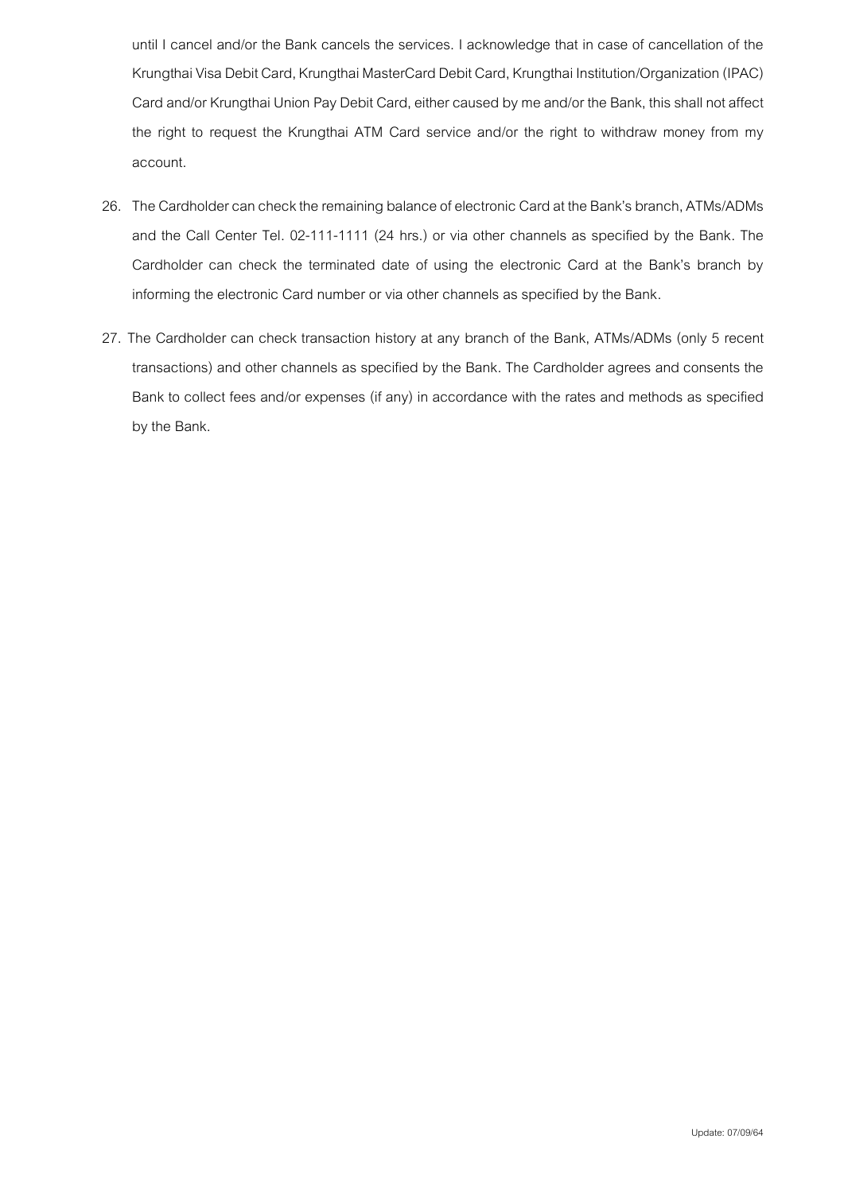until I cancel and/or the Bank cancels the services. I acknowledge that in case of cancellation of the Krungthai Visa Debit Card, Krungthai MasterCard Debit Card, Krungthai Institution/Organization (IPAC) Card and/or Krungthai Union Pay Debit Card, either caused by me and/or the Bank, this shall not affect the right to request the Krungthai ATM Card service and/or the right to withdraw money from my account.

26. The Cardholder can check the remaining balance of electronic Card at the Bank's branch, ATMs/ADMs and the Call Center Tel. 02-111-1111 (24 hrs.) or via other channels as specified by the Bank. The Cardholder can check the terminated date of using the electronic Card at the Bank's branch by informing the electronic Card number or via other channels as specified by the Bank.

27. The Cardholder can check transaction history at any branch of the Bank, ATMs/ADMs (only 5 recent transactions) and other channels as specified by the Bank. The Cardholder agrees and consents the Bank to collect fees and/or expenses (if any) in accordance with the rates and methods as specified by the Bank.

Update: 07/09/64